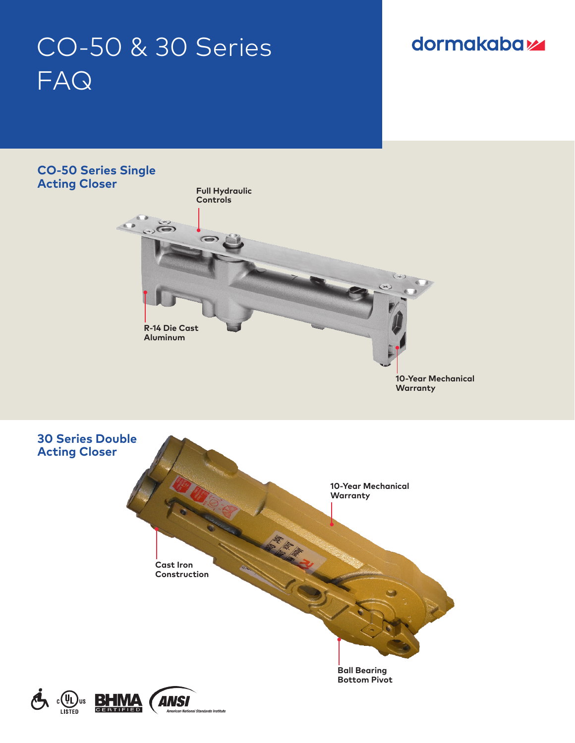# CO-50 & 30 Series FAQ

dormakaba

## CO-50 Series Single Acting Closer

Full Hydraulic Controls

R-14 Die Cast Aluminum

10-Year Mechanical Warranty

## 30 Series Double Acting Closer

10-Year Mechanical Warranty

Cast Iron Construction

Ball Bearing Bottom Pivot

c UL us LISTED · BHMA CERTIFIED · ANSI American National Standards Institute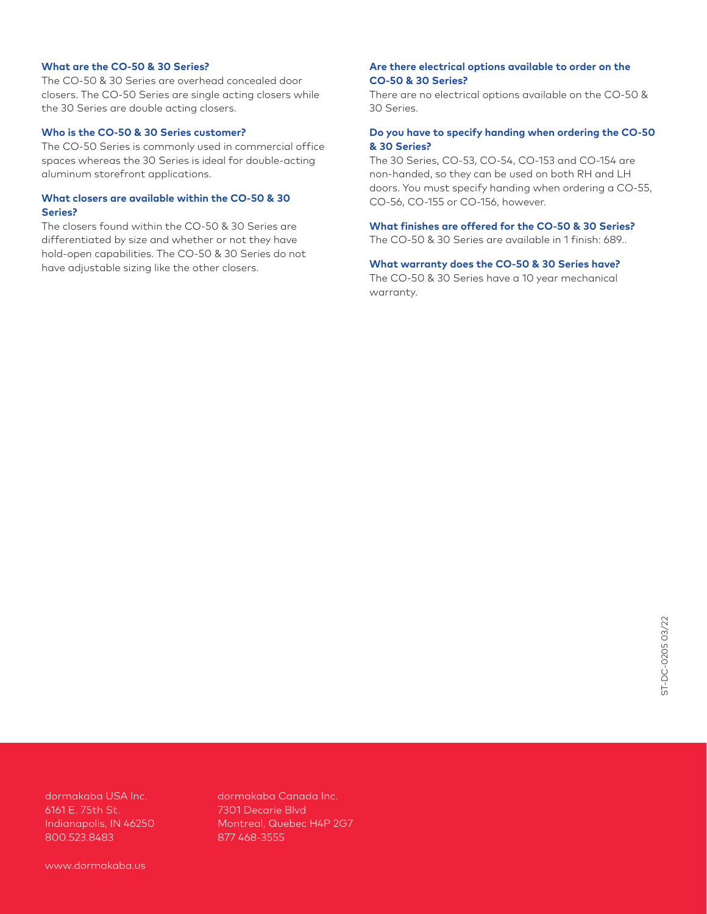### What are the CO-50 & 30 Series?

The CO-50 & 30 Series are overhead concealed door closers. The CO-50 Series are single acting closers while the 30 Series are double acting closers.

### Who is the CO-50 & 30 Series customer?

The CO-50 Series is commonly used in commercial office spaces whereas the 30 Series is ideal for double-acting aluminum storefront applications.

### What closers are available within the CO-50 & 30 Series?

The closers found within the CO-50 & 30 Series are differentiated by size and whether or not they have hold-open capabilities. The CO-50 & 30 Series do not have adjustable sizing like the other closers.

### Are there electrical options available to order on the CO-50 & 30 Series?

There are no electrical options available on the CO-50 & 30 Series.

### Do you have to specify handing when ordering the CO-50 & 30 Series?

The 30 Series, CO-53, CO-54, CO-153 and CO-154 are non-handed, so they can be used on both RH and LH doors. You must specify handing when ordering a CO-55, CO-56, CO-155 or CO-156, however.

### What finishes are offered for the CO-50 & 30 Series?

The CO-50 & 30 Series are available in 1 finish: 689..

### What warranty does the CO-50 & 30 Series have?

The CO-50 & 30 Series have a 10 year mechanical warranty.

ST-DC-0205 03/22

dormakaba USA Inc.
6161 E. 75th St.
Indianapolis, IN 46250
800.523.8483

dormakaba Canada Inc.
7301 Decarie Blvd
Montreal, Quebec H4P 2G7
877 468-3555

www.dormakaba.us